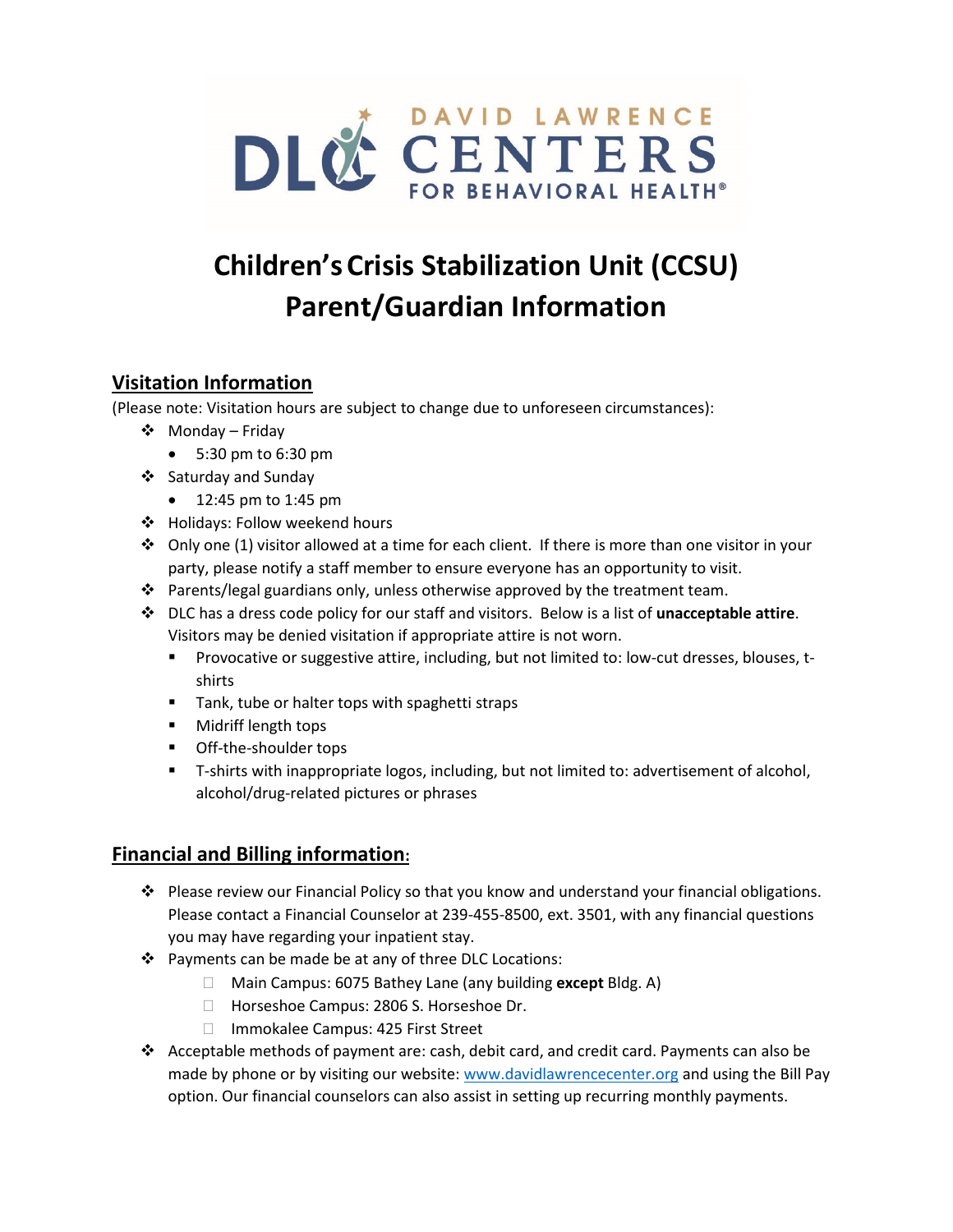# Children's Crisis Stabilization Unit (CCSU) Parent/Guardian Information

## Visitation Information

(Please note: Visitation hours are subject to change due to unforeseen circumstances):

- Monday – Friday
  - 5:30 pm to 6:30 pm
- Saturday and Sunday
  - 12:45 pm to 1:45 pm
- Holidays: Follow weekend hours
- Only one (1) visitor allowed at a time for each client. If there is more than one visitor in your party, please notify a staff member to ensure everyone has an opportunity to visit.
- Parents/legal guardians only, unless otherwise approved by the treatment team.
- DLC has a dress code policy for our staff and visitors. Below is a list of **unacceptable attire**. Visitors may be denied visitation if appropriate attire is not worn.
  - Provocative or suggestive attire, including, but not limited to: low-cut dresses, blouses, t-shirts
  - Tank, tube or halter tops with spaghetti straps
  - Midriff length tops
  - Off-the-shoulder tops
  - T-shirts with inappropriate logos, including, but not limited to: advertisement of alcohol, alcohol/drug-related pictures or phrases

## Financial and Billing information:

- Please review our Financial Policy so that you know and understand your financial obligations. Please contact a Financial Counselor at 239-455-8500, ext. 3501, with any financial questions you may have regarding your inpatient stay.
- Payments can be made be at any of three DLC Locations:
  - Main Campus: 6075 Bathey Lane (any building **except** Bldg. A)
  - Horseshoe Campus: 2806 S. Horseshoe Dr.
  - Immokalee Campus: 425 First Street
- Acceptable methods of payment are: cash, debit card, and credit card. Payments can also be made by phone or by visiting our website: [www.davidlawrencecenter.org](http://www.davidlawrencecenter.org) and using the Bill Pay option. Our financial counselors can also assist in setting up recurring monthly payments.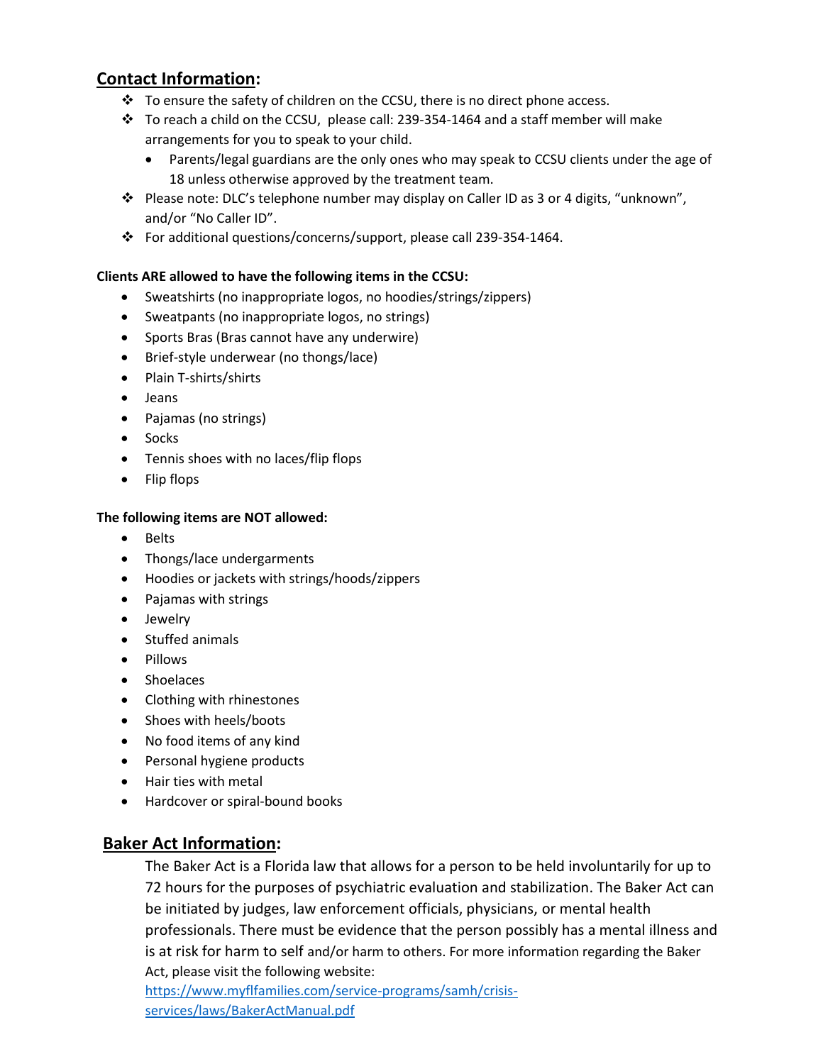## Contact Information:

- To ensure the safety of children on the CCSU, there is no direct phone access.
- To reach a child on the CCSU, please call: 239-354-1464 and a staff member will make arrangements for you to speak to your child.
  - Parents/legal guardians are the only ones who may speak to CCSU clients under the age of 18 unless otherwise approved by the treatment team.
- Please note: DLC's telephone number may display on Caller ID as 3 or 4 digits, "unknown", and/or "No Caller ID".
- For additional questions/concerns/support, please call 239-354-1464.

**Clients ARE allowed to have the following items in the CCSU:**

- Sweatshirts (no inappropriate logos, no hoodies/strings/zippers)
- Sweatpants (no inappropriate logos, no strings)
- Sports Bras (Bras cannot have any underwire)
- Brief-style underwear (no thongs/lace)
- Plain T-shirts/shirts
- Jeans
- Pajamas (no strings)
- Socks
- Tennis shoes with no laces/flip flops
- Flip flops

**The following items are NOT allowed:**

- Belts
- Thongs/lace undergarments
- Hoodies or jackets with strings/hoods/zippers
- Pajamas with strings
- Jewelry
- Stuffed animals
- Pillows
- Shoelaces
- Clothing with rhinestones
- Shoes with heels/boots
- No food items of any kind
- Personal hygiene products
- Hair ties with metal
- Hardcover or spiral-bound books

## Baker Act Information:

The Baker Act is a Florida law that allows for a person to be held involuntarily for up to 72 hours for the purposes of psychiatric evaluation and stabilization. The Baker Act can be initiated by judges, law enforcement officials, physicians, or mental health professionals. There must be evidence that the person possibly has a mental illness and is at risk for harm to self and/or harm to others. For more information regarding the Baker Act, please visit the following website: https://www.myflfamilies.com/service-programs/samh/crisis-services/laws/BakerActManual.pdf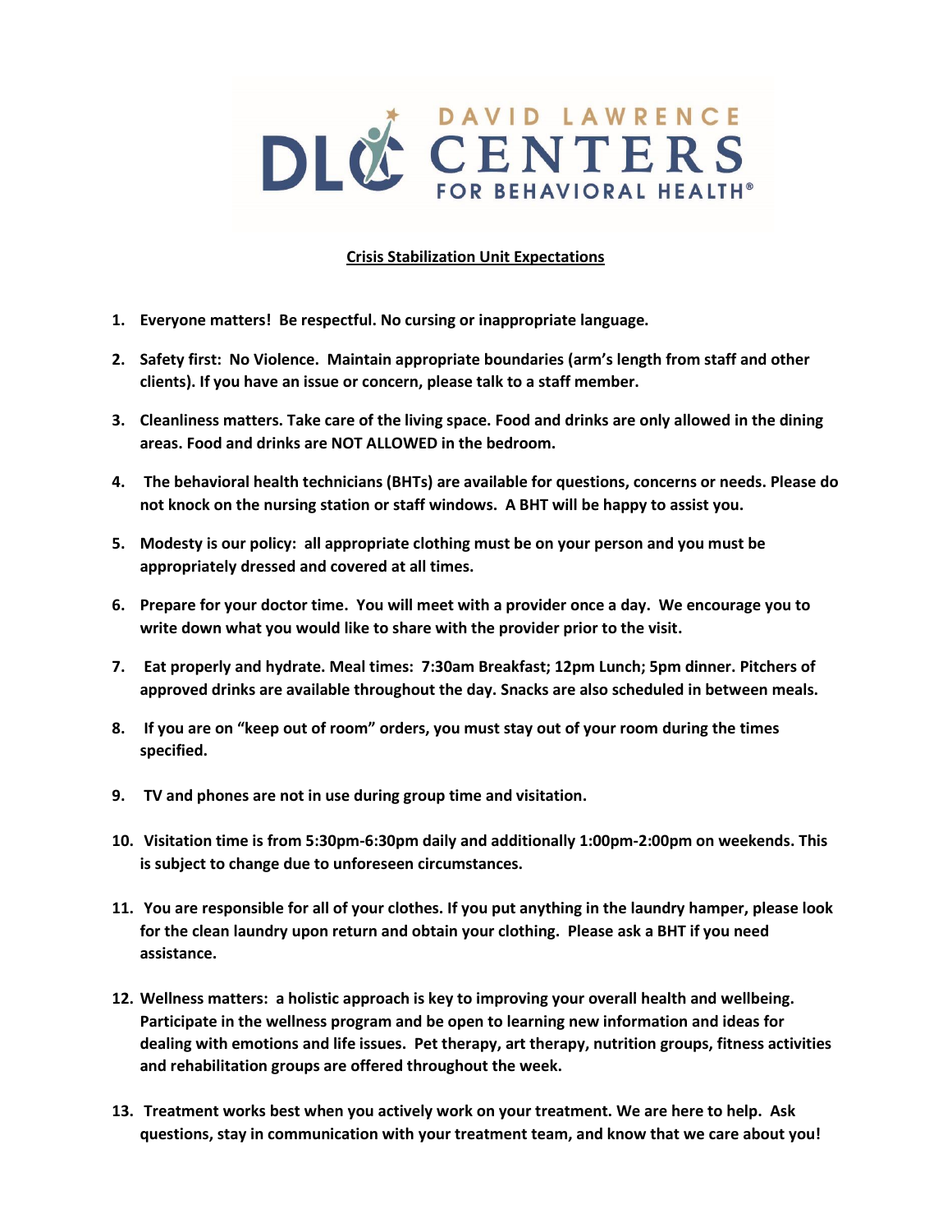**DAVID LAWRENCE CENTERS FOR BEHAVIORAL HEALTH®**

## Crisis Stabilization Unit Expectations

1. **Everyone matters! Be respectful. No cursing or inappropriate language.**

2. **Safety first: No Violence. Maintain appropriate boundaries (arm's length from staff and other clients). If you have an issue or concern, please talk to a staff member.**

3. **Cleanliness matters. Take care of the living space. Food and drinks are only allowed in the dining areas. Food and drinks are NOT ALLOWED in the bedroom.**

4. **The behavioral health technicians (BHTs) are available for questions, concerns or needs. Please do not knock on the nursing station or staff windows. A BHT will be happy to assist you.**

5. **Modesty is our policy: all appropriate clothing must be on your person and you must be appropriately dressed and covered at all times.**

6. **Prepare for your doctor time. You will meet with a provider once a day. We encourage you to write down what you would like to share with the provider prior to the visit.**

7. **Eat properly and hydrate. Meal times: 7:30am Breakfast; 12pm Lunch; 5pm dinner. Pitchers of approved drinks are available throughout the day. Snacks are also scheduled in between meals.**

8. **If you are on "keep out of room" orders, you must stay out of your room during the times specified.**

9. **TV and phones are not in use during group time and visitation.**

10. **Visitation time is from 5:30pm-6:30pm daily and additionally 1:00pm-2:00pm on weekends. This is subject to change due to unforeseen circumstances.**

11. **You are responsible for all of your clothes. If you put anything in the laundry hamper, please look for the clean laundry upon return and obtain your clothing. Please ask a BHT if you need assistance.**

12. **Wellness matters: a holistic approach is key to improving your overall health and wellbeing. Participate in the wellness program and be open to learning new information and ideas for dealing with emotions and life issues. Pet therapy, art therapy, nutrition groups, fitness activities and rehabilitation groups are offered throughout the week.**

13. **Treatment works best when you actively work on your treatment. We are here to help. Ask questions, stay in communication with your treatment team, and know that we care about you!**